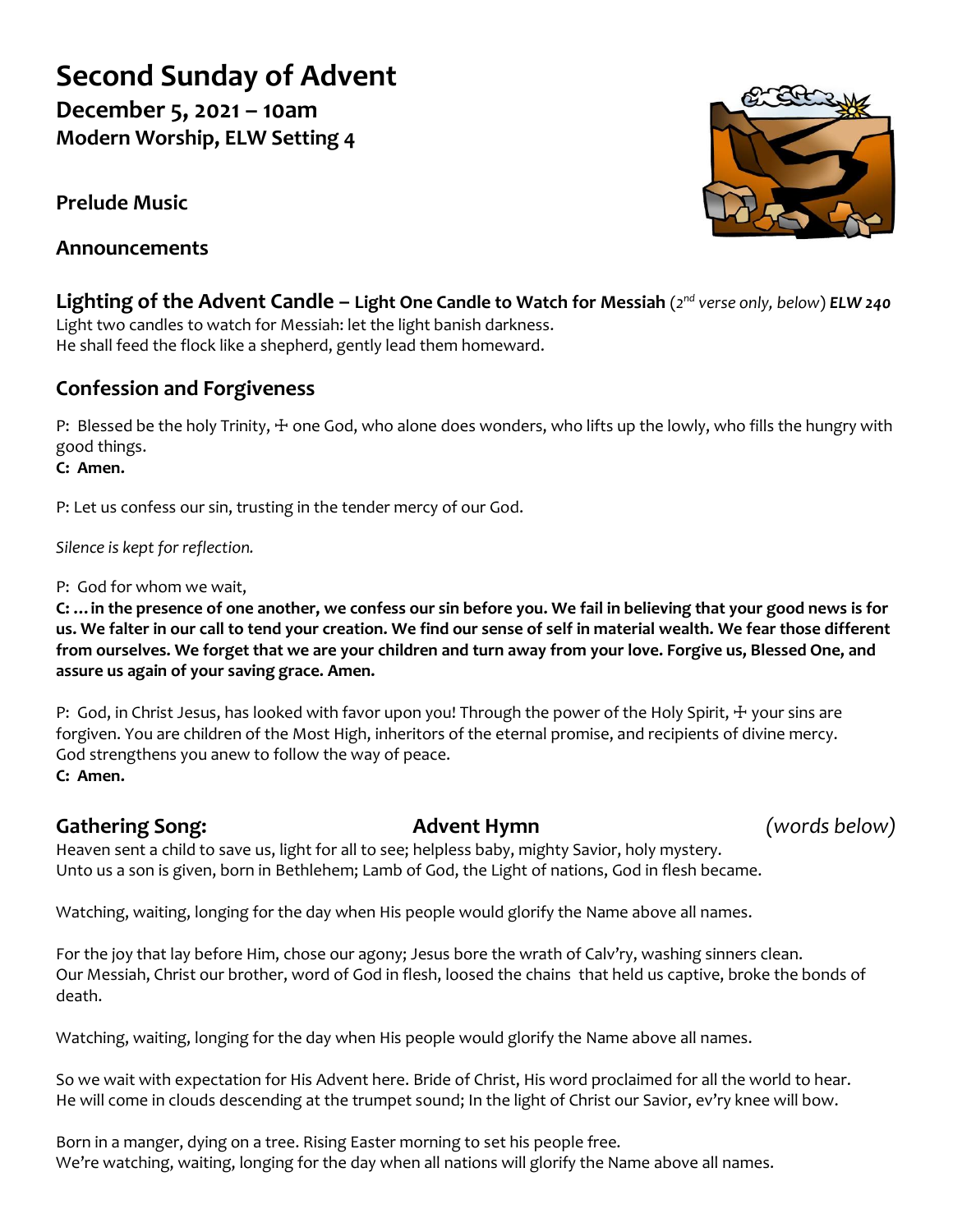# Second Sunday of Advent

**December 5, 2021 – 10am**
**Modern Worship, ELW Setting 4**

## Prelude Music

## Announcements

## Lighting of the Advent Candle – Light One Candle to Watch for Messiah (*2nd verse only, below*) *ELW 240*

Light two candles to watch for Messiah: let the light banish darkness.
He shall feed the flock like a shepherd, gently lead them homeward.

## Confession and Forgiveness

P: Blessed be the holy Trinity, ☩ one God, who alone does wonders, who lifts up the lowly, who fills the hungry with good things.
**C: Amen.**

P: Let us confess our sin, trusting in the tender mercy of our God.

*Silence is kept for reflection.*

P: God for whom we wait,
**C: …in the presence of one another, we confess our sin before you. We fail in believing that your good news is for us. We falter in our call to tend your creation. We find our sense of self in material wealth. We fear those different from ourselves. We forget that we are your children and turn away from your love. Forgive us, Blessed One, and assure us again of your saving grace. Amen.**

P: God, in Christ Jesus, has looked with favor upon you! Through the power of the Holy Spirit, ☩ your sins are forgiven. You are children of the Most High, inheritors of the eternal promise, and recipients of divine mercy. God strengthens you anew to follow the way of peace.
**C: Amen.**

## Gathering Song: Advent Hymn *(words below)*

Heaven sent a child to save us, light for all to see; helpless baby, mighty Savior, holy mystery.
Unto us a son is given, born in Bethlehem; Lamb of God, the Light of nations, God in flesh became.

Watching, waiting, longing for the day when His people would glorify the Name above all names.

For the joy that lay before Him, chose our agony; Jesus bore the wrath of Calv'ry, washing sinners clean.
Our Messiah, Christ our brother, word of God in flesh, loosed the chains that held us captive, broke the bonds of death.

Watching, waiting, longing for the day when His people would glorify the Name above all names.

So we wait with expectation for His Advent here. Bride of Christ, His word proclaimed for all the world to hear.
He will come in clouds descending at the trumpet sound; In the light of Christ our Savior, ev'ry knee will bow.

Born in a manger, dying on a tree. Rising Easter morning to set his people free.
We're watching, waiting, longing for the day when all nations will glorify the Name above all names.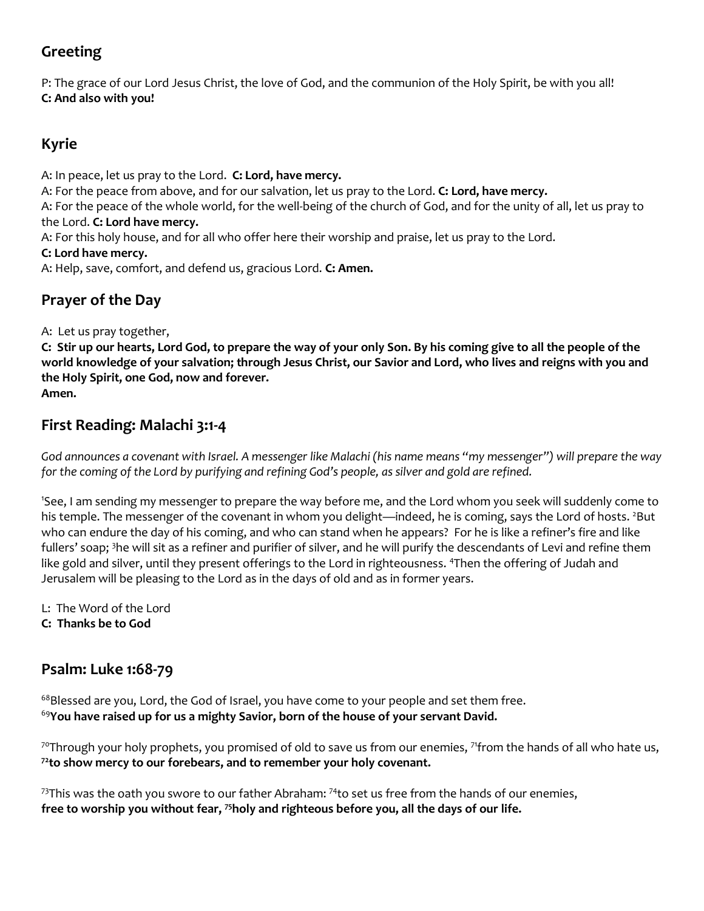## Greeting

P: The grace of our Lord Jesus Christ, the love of God, and the communion of the Holy Spirit, be with you all!
**C: And also with you!**

## Kyrie

A: In peace, let us pray to the Lord. **C: Lord, have mercy.**
A: For the peace from above, and for our salvation, let us pray to the Lord. **C: Lord, have mercy.**
A: For the peace of the whole world, for the well-being of the church of God, and for the unity of all, let us pray to the Lord. **C: Lord have mercy.**
A: For this holy house, and for all who offer here their worship and praise, let us pray to the Lord.
**C: Lord have mercy.**
A: Help, save, comfort, and defend us, gracious Lord. **C: Amen.**

## Prayer of the Day

A: Let us pray together,
**C: Stir up our hearts, Lord God, to prepare the way of your only Son. By his coming give to all the people of the world knowledge of your salvation; through Jesus Christ, our Savior and Lord, who lives and reigns with you and the Holy Spirit, one God, now and forever.**
**Amen.**

## First Reading: Malachi 3:1-4

*God announces a covenant with Israel. A messenger like Malachi (his name means "my messenger") will prepare the way for the coming of the Lord by purifying and refining God's people, as silver and gold are refined.*

[1]See, I am sending my messenger to prepare the way before me, and the Lord whom you seek will suddenly come to his temple. The messenger of the covenant in whom you delight—indeed, he is coming, says the Lord of hosts. [2]But who can endure the day of his coming, and who can stand when he appears? For he is like a refiner's fire and like fullers' soap; [3]he will sit as a refiner and purifier of silver, and he will purify the descendants of Levi and refine them like gold and silver, until they present offerings to the Lord in righteousness. [4]Then the offering of Judah and Jerusalem will be pleasing to the Lord as in the days of old and as in former years.

L: The Word of the Lord
**C: Thanks be to God**

## Psalm: Luke 1:68-79

[68]Blessed are you, Lord, the God of Israel, you have come to your people and set them free.
[69]**You have raised up for us a mighty Savior, born of the house of your servant David.**

[70]Through your holy prophets, you promised of old to save us from our enemies, [71]from the hands of all who hate us,
**[72]to show mercy to our forebears, and to remember your holy covenant.**

[73]This was the oath you swore to our father Abraham: [74]to set us free from the hands of our enemies,
**free to worship you without fear, [75]holy and righteous before you, all the days of our life.**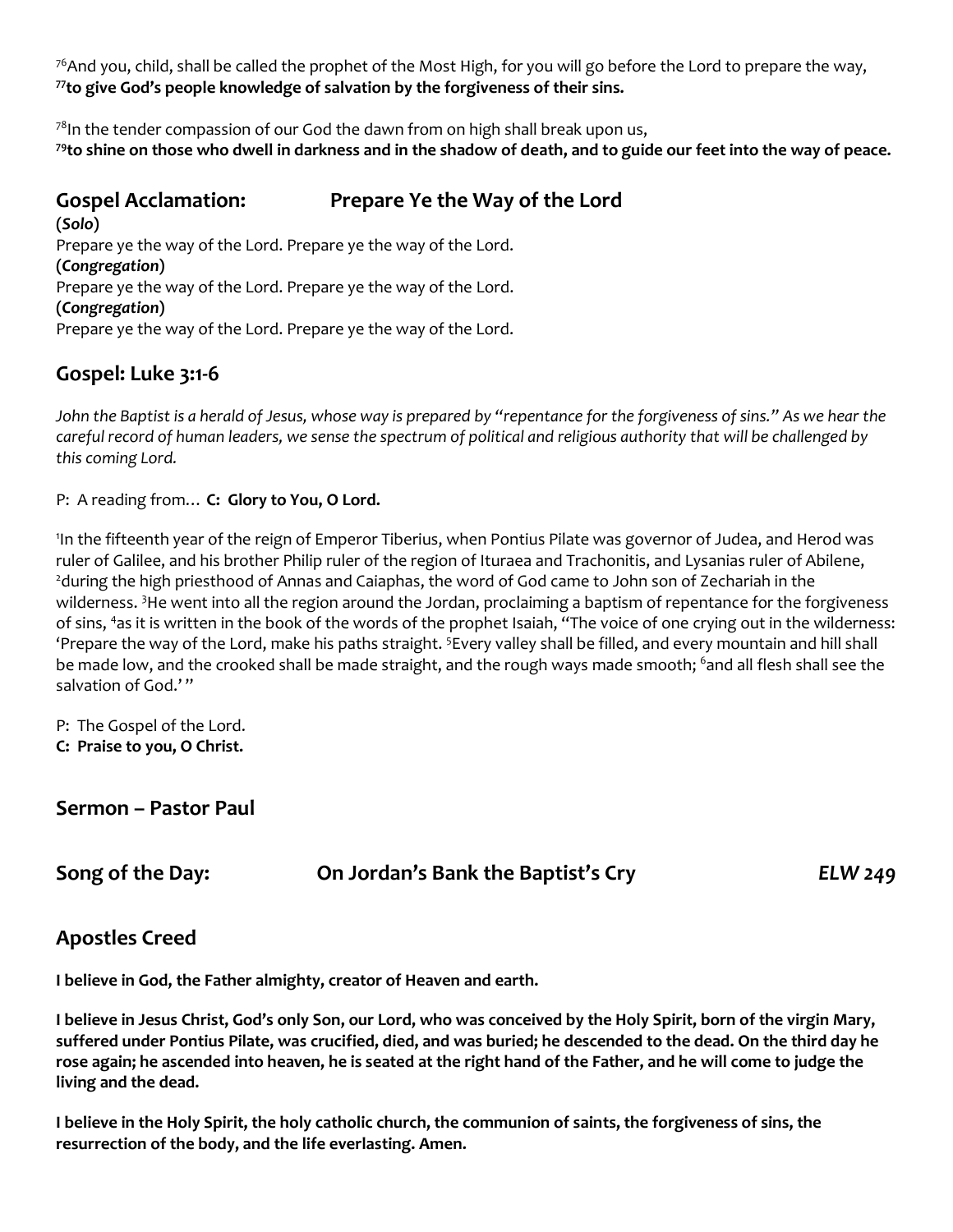[76]And you, child, shall be called the prophet of the Most High, for you will go before the Lord to prepare the way,
**[77]to give God's people knowledge of salvation by the forgiveness of their sins.**

[78]In the tender compassion of our God the dawn from on high shall break upon us,
**[79]to shine on those who dwell in darkness and in the shadow of death, and to guide our feet into the way of peace.**

## Gospel Acclamation: Prepare Ye the Way of the Lord

**(*Solo*)**
Prepare ye the way of the Lord. Prepare ye the way of the Lord.
**(*Congregation*)**
Prepare ye the way of the Lord. Prepare ye the way of the Lord.
**(*Congregation*)**
Prepare ye the way of the Lord. Prepare ye the way of the Lord.

## Gospel: Luke 3:1-6

*John the Baptist is a herald of Jesus, whose way is prepared by "repentance for the forgiveness of sins." As we hear the careful record of human leaders, we sense the spectrum of political and religious authority that will be challenged by this coming Lord.*

P: A reading from… **C: Glory to You, O Lord.**

[1]In the fifteenth year of the reign of Emperor Tiberius, when Pontius Pilate was governor of Judea, and Herod was ruler of Galilee, and his brother Philip ruler of the region of Ituraea and Trachonitis, and Lysanias ruler of Abilene, [2]during the high priesthood of Annas and Caiaphas, the word of God came to John son of Zechariah in the wilderness. [3]He went into all the region around the Jordan, proclaiming a baptism of repentance for the forgiveness of sins, [4]as it is written in the book of the words of the prophet Isaiah, "The voice of one crying out in the wilderness: 'Prepare the way of the Lord, make his paths straight. [5]Every valley shall be filled, and every mountain and hill shall be made low, and the crooked shall be made straight, and the rough ways made smooth; [6]and all flesh shall see the salvation of God.'"

P: The Gospel of the Lord.
**C: Praise to you, O Christ.**

## Sermon – Pastor Paul

## Song of the Day: On Jordan's Bank the Baptist's Cry *ELW 249*

## Apostles Creed

**I believe in God, the Father almighty, creator of Heaven and earth.**

**I believe in Jesus Christ, God's only Son, our Lord, who was conceived by the Holy Spirit, born of the virgin Mary, suffered under Pontius Pilate, was crucified, died, and was buried; he descended to the dead. On the third day he rose again; he ascended into heaven, he is seated at the right hand of the Father, and he will come to judge the living and the dead.**

**I believe in the Holy Spirit, the holy catholic church, the communion of saints, the forgiveness of sins, the resurrection of the body, and the life everlasting. Amen.**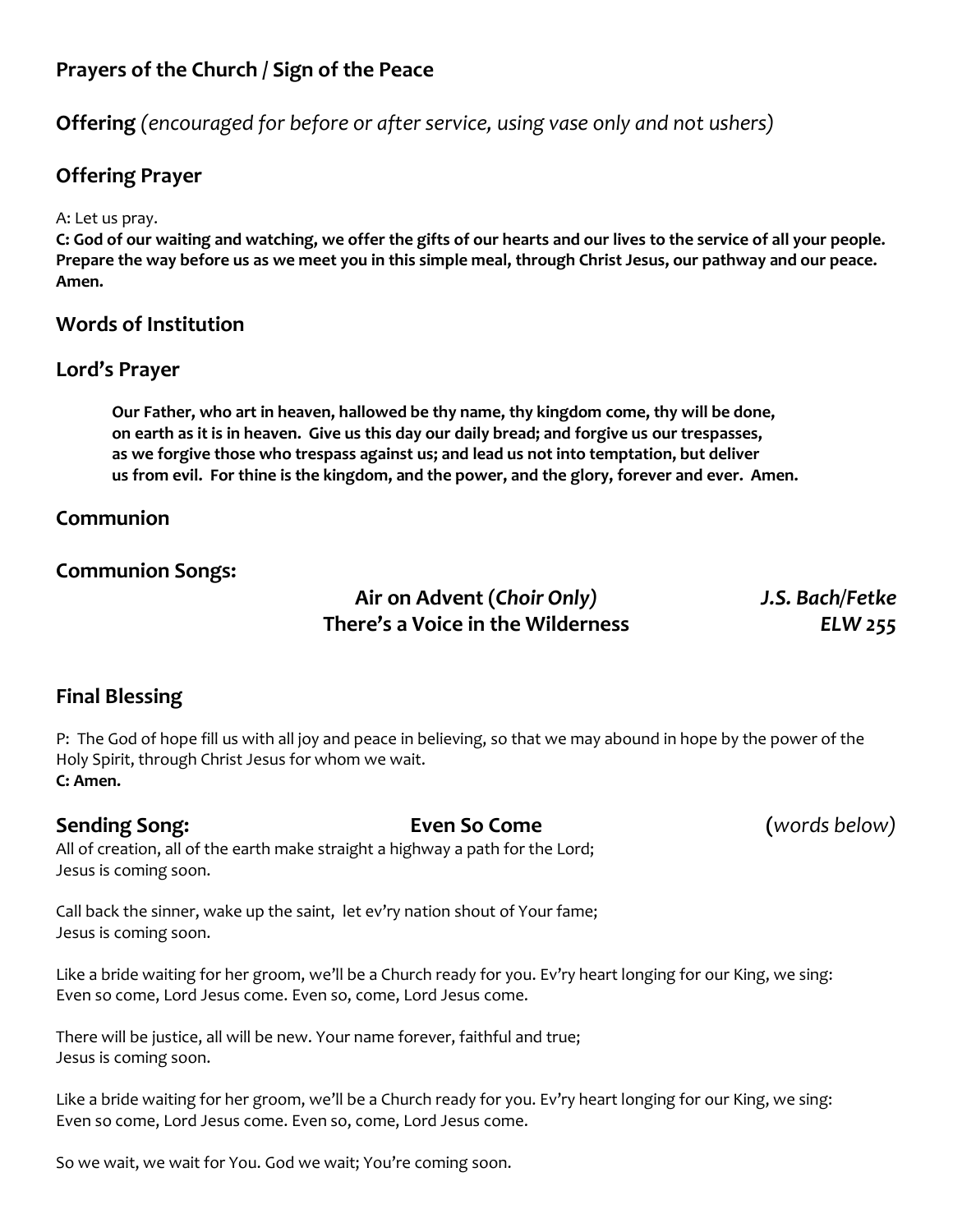## Prayers of the Church / Sign of the Peace

## Offering *(encouraged for before or after service, using vase only and not ushers)*

## Offering Prayer

A: Let us pray.
**C: God of our waiting and watching, we offer the gifts of our hearts and our lives to the service of all your people. Prepare the way before us as we meet you in this simple meal, through Christ Jesus, our pathway and our peace. Amen.**

## Words of Institution

## Lord's Prayer

> **Our Father, who art in heaven, hallowed be thy name, thy kingdom come, thy will be done, on earth as it is in heaven. Give us this day our daily bread; and forgive us our trespasses, as we forgive those who trespass against us; and lead us not into temptation, but deliver us from evil. For thine is the kingdom, and the power, and the glory, forever and ever. Amen.**

## Communion

## Communion Songs:

**Air on Advent (*Choir Only*)** — ***J.S. Bach/Fetke***
**There's a Voice in the Wilderness** — ***ELW 255***

## Final Blessing

P: The God of hope fill us with all joy and peace in believing, so that we may abound in hope by the power of the Holy Spirit, through Christ Jesus for whom we wait.
**C: Amen.**

## Sending Song: Even So Come (*words below*)

All of creation, all of the earth make straight a highway a path for the Lord;
Jesus is coming soon.

Call back the sinner, wake up the saint, let ev'ry nation shout of Your fame;
Jesus is coming soon.

Like a bride waiting for her groom, we'll be a Church ready for you. Ev'ry heart longing for our King, we sing:
Even so come, Lord Jesus come. Even so, come, Lord Jesus come.

There will be justice, all will be new. Your name forever, faithful and true;
Jesus is coming soon.

Like a bride waiting for her groom, we'll be a Church ready for you. Ev'ry heart longing for our King, we sing:
Even so come, Lord Jesus come. Even so, come, Lord Jesus come.

So we wait, we wait for You. God we wait; You're coming soon.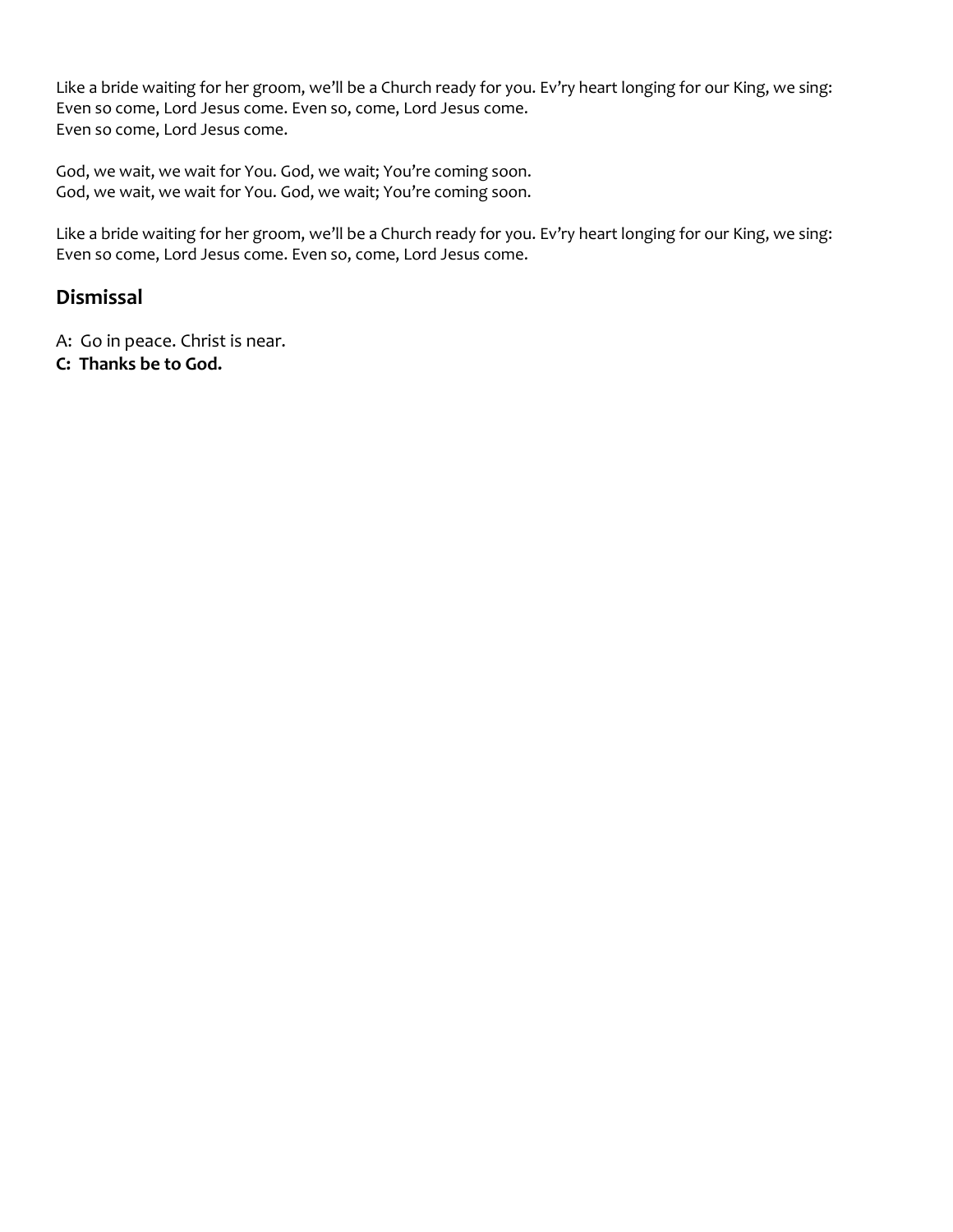Like a bride waiting for her groom, we'll be a Church ready for you. Ev'ry heart longing for our King, we sing:
Even so come, Lord Jesus come. Even so, come, Lord Jesus come.
Even so come, Lord Jesus come.

God, we wait, we wait for You. God, we wait; You're coming soon.
God, we wait, we wait for You. God, we wait; You're coming soon.

Like a bride waiting for her groom, we'll be a Church ready for you. Ev'ry heart longing for our King, we sing:
Even so come, Lord Jesus come. Even so, come, Lord Jesus come.

## Dismissal

A: Go in peace. Christ is near.
**C: Thanks be to God.**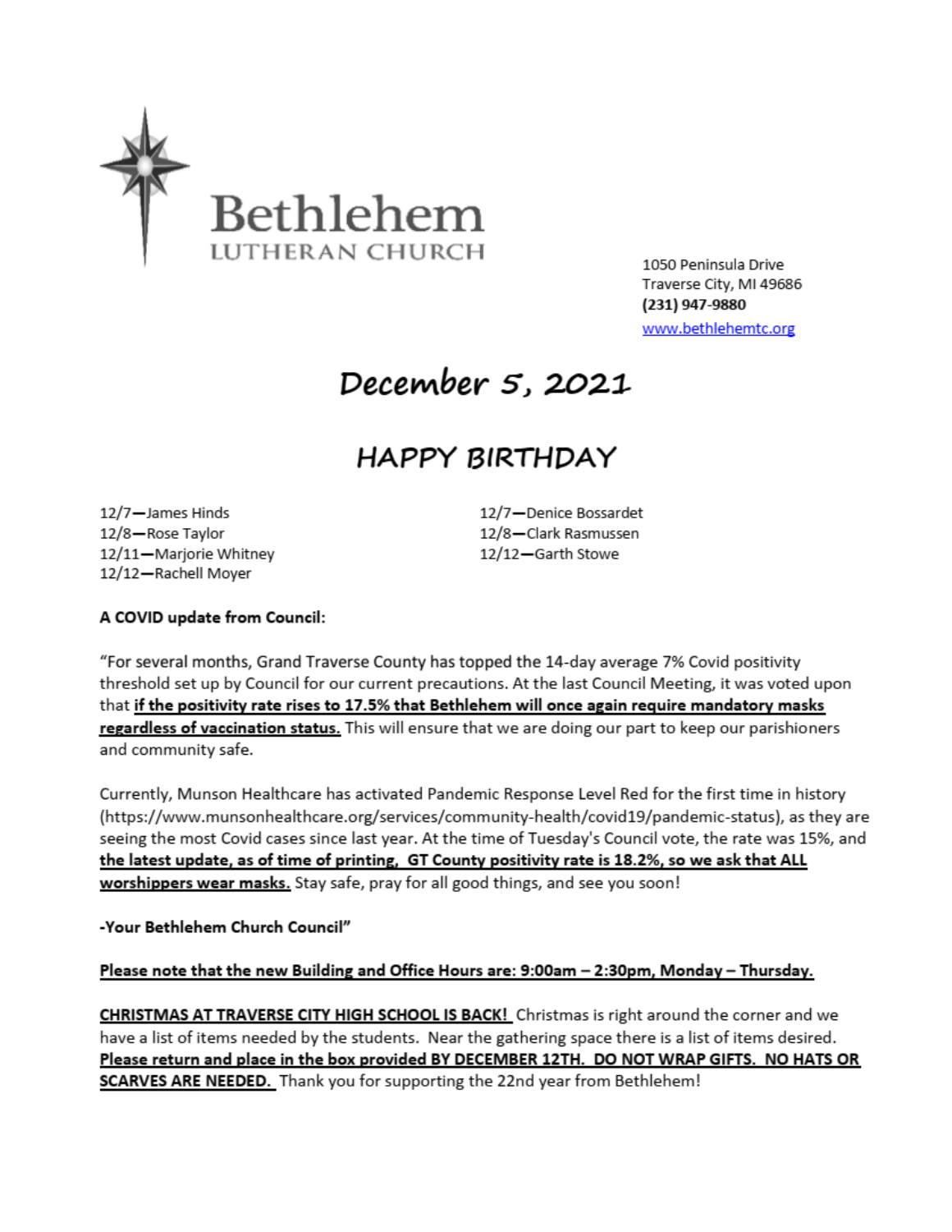# Bethlehem
LUTHERAN CHURCH

1050 Peninsula Drive
Traverse City, MI 49686
**(231) 947-9880**
www.bethlehemtc.org

# December 5, 2021

## HAPPY BIRTHDAY

12/7—James Hinds
12/8—Rose Taylor
12/11—Marjorie Whitney
12/12—Rachell Moyer
12/7—Denice Bossardet
12/8—Clark Rasmussen
12/12—Garth Stowe

**A COVID update from Council:**

"For several months, Grand Traverse County has topped the 14-day average 7% Covid positivity threshold set up by Council for our current precautions. At the last Council Meeting, it was voted upon that **if the positivity rate rises to 17.5% that Bethlehem will once again require mandatory masks regardless of vaccination status.** This will ensure that we are doing our part to keep our parishioners and community safe.

Currently, Munson Healthcare has activated Pandemic Response Level Red for the first time in history (https://www.munsonhealthcare.org/services/community-health/covid19/pandemic-status), as they are seeing the most Covid cases since last year. At the time of Tuesday's Council vote, the rate was 15%, and **the latest update, as of time of printing, GT County positivity rate is 18.2%, so we ask that ALL worshippers wear masks.** Stay safe, pray for all good things, and see you soon!

**-Your Bethlehem Church Council"**

**Please note that the new Building and Office Hours are: 9:00am – 2:30pm, Monday – Thursday.**

**CHRISTMAS AT TRAVERSE CITY HIGH SCHOOL IS BACK!** Christmas is right around the corner and we have a list of items needed by the students. Near the gathering space there is a list of items desired. **Please return and place in the box provided BY DECEMBER 12TH. DO NOT WRAP GIFTS. NO HATS OR SCARVES ARE NEEDED.** Thank you for supporting the 22nd year from Bethlehem!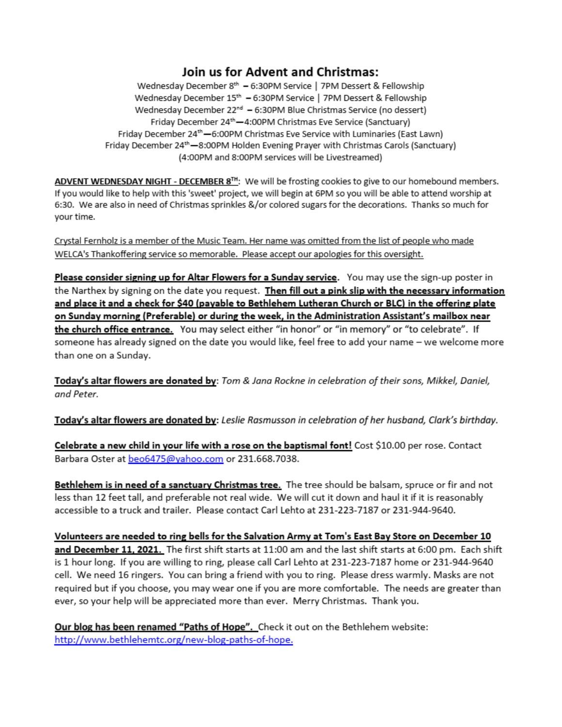## Join us for Advent and Christmas:

Wednesday December 8th – 6:30PM Service | 7PM Dessert & Fellowship
Wednesday December 15th – 6:30PM Service | 7PM Dessert & Fellowship
Wednesday December 22nd – 6:30PM Blue Christmas Service (no dessert)
Friday December 24th—4:00PM Christmas Eve Service (Sanctuary)
Friday December 24th—6:00PM Christmas Eve Service with Luminaries (East Lawn)
Friday December 24th—8:00PM Holden Evening Prayer with Christmas Carols (Sanctuary)
(4:00PM and 8:00PM services will be Livestreamed)

**ADVENT WEDNESDAY NIGHT - DECEMBER 8TH**: We will be frosting cookies to give to our homebound members. If you would like to help with this 'sweet' project, we will begin at 6PM so you will be able to attend worship at 6:30. We are also in need of Christmas sprinkles &/or colored sugars for the decorations. Thanks so much for your time.

Crystal Fernholz is a member of the Music Team. Her name was omitted from the list of people who made WELCA's Thankoffering service so memorable. Please accept our apologies for this oversight.

**Please consider signing up for Altar Flowers for a Sunday service**. You may use the sign-up poster in the Narthex by signing on the date you request. **Then fill out a pink slip with the necessary information and place it and a check for $40 (payable to Bethlehem Lutheran Church or BLC) in the offering plate on Sunday morning (Preferable) or during the week, in the Administration Assistant's mailbox near the church office entrance.** You may select either "in honor" or "in memory" or "to celebrate". If someone has already signed on the date you would like, feel free to add your name – we welcome more than one on a Sunday.

**Today's altar flowers are donated by**: *Tom & Jana Rockne in celebration of their sons, Mikkel, Daniel, and Peter.*

**Today's altar flowers are donated by**: *Leslie Rasmusson in celebration of her husband, Clark's birthday.*

**Celebrate a new child in your life with a rose on the baptismal font!** Cost $10.00 per rose. Contact Barbara Oster at beo6475@yahoo.com or 231.668.7038.

**Bethlehem is in need of a sanctuary Christmas tree.** The tree should be balsam, spruce or fir and not less than 12 feet tall, and preferable not real wide. We will cut it down and haul it if it is reasonably accessible to a truck and trailer. Please contact Carl Lehto at 231-223-7187 or 231-944-9640.

**Volunteers are needed to ring bells for the Salvation Army at Tom's East Bay Store on December 10 and December 11, 2021.** The first shift starts at 11:00 am and the last shift starts at 6:00 pm. Each shift is 1 hour long. If you are willing to ring, please call Carl Lehto at 231-223-7187 home or 231-944-9640 cell. We need 16 ringers. You can bring a friend with you to ring. Please dress warmly. Masks are not required but if you choose, you may wear one if you are more comfortable. The needs are greater than ever, so your help will be appreciated more than ever. Merry Christmas. Thank you.

**Our blog has been renamed "Paths of Hope".** Check it out on the Bethlehem website: http://www.bethlehemtc.org/new-blog-paths-of-hope.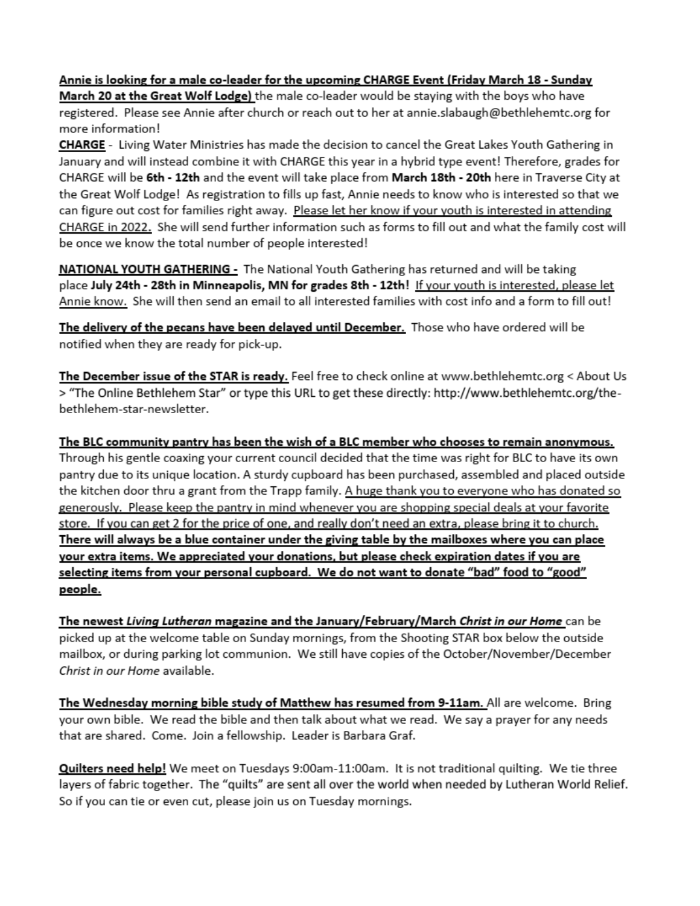**<u>Annie is looking for a male co-leader for the upcoming CHARGE Event (Friday March 18 - Sunday March 20 at the Great Wolf Lodge)</u>** the male co-leader would be staying with the boys who have registered. Please see Annie after church or reach out to her at annie.slabaugh@bethlehemtc.org for more information!

**<u>CHARGE</u>** - Living Water Ministries has made the decision to cancel the Great Lakes Youth Gathering in January and will instead combine it with CHARGE this year in a hybrid type event! Therefore, grades for CHARGE will be **6th - 12th** and the event will take place from **March 18th - 20th** here in Traverse City at the Great Wolf Lodge! As registration to fills up fast, Annie needs to know who is interested so that we can figure out cost for families right away. <u>Please let her know if your youth is interested in attending CHARGE in 2022.</u> She will send further information such as forms to fill out and what the family cost will be once we know the total number of people interested!

**<u>NATIONAL YOUTH GATHERING</u>** - The National Youth Gathering has returned and will be taking place **July 24th - 28th in Minneapolis, MN for grades 8th - 12th!** <u>If your youth is interested, please let Annie know.</u> She will then send an email to all interested families with cost info and a form to fill out!

**<u>The delivery of the pecans have been delayed until December.</u>** Those who have ordered will be notified when they are ready for pick-up.

**<u>The December issue of the STAR is ready.</u>** Feel free to check online at www.bethlehemtc.org < About Us > "The Online Bethlehem Star" or type this URL to get these directly: http://www.bethlehemtc.org/the-bethlehem-star-newsletter.

**<u>The BLC community pantry has been the wish of a BLC member who chooses to remain anonymous.</u>** Through his gentle coaxing your current council decided that the time was right for BLC to have its own pantry due to its unique location. A sturdy cupboard has been purchased, assembled and placed outside the kitchen door thru a grant from the Trapp family. <u>A huge thank you to everyone who has donated so generously. Please keep the pantry in mind whenever you are shopping special deals at your favorite store. If you can get 2 for the price of one, and really don't need an extra, please bring it to church.</u> **<u>There will always be a blue container under the giving table by the mailboxes where you can place your extra items. We appreciated your donations, but please check expiration dates if you are selecting items from your personal cupboard. We do not want to donate "bad" food to "good" people.</u>**

**<u>The newest *Living Lutheran* magazine and the January/February/March *Christ in our Home*</u>** can be picked up at the welcome table on Sunday mornings, from the Shooting STAR box below the outside mailbox, or during parking lot communion. We still have copies of the October/November/December *Christ in our Home* available.

**<u>The Wednesday morning bible study of Matthew has resumed from 9-11am.</u>** All are welcome. Bring your own bible. We read the bible and then talk about what we read. We say a prayer for any needs that are shared. Come. Join a fellowship. Leader is Barbara Graf.

**<u>Quilters need help!</u>** We meet on Tuesdays 9:00am-11:00am. It is not traditional quilting. We tie three layers of fabric together. The "quilts" are sent all over the world when needed by Lutheran World Relief. So if you can tie or even cut, please join us on Tuesday mornings.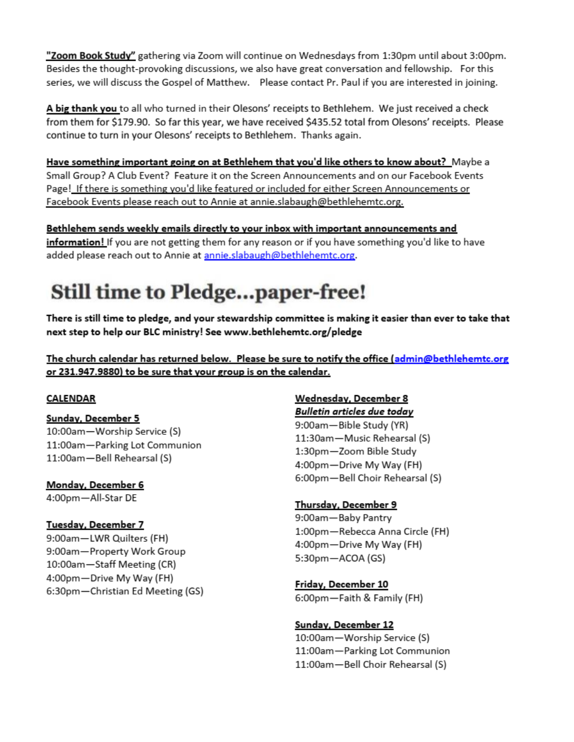**"Zoom Book Study"** gathering via Zoom will continue on Wednesdays from 1:30pm until about 3:00pm. Besides the thought-provoking discussions, we also have great conversation and fellowship. For this series, we will discuss the Gospel of Matthew. Please contact Pr. Paul if you are interested in joining.

**A big thank you** to all who turned in their Olesons' receipts to Bethlehem. We just received a check from them for $179.90. So far this year, we have received $435.52 total from Olesons' receipts. Please continue to turn in your Olesons' receipts to Bethlehem. Thanks again.

**Have something important going on at Bethlehem that you'd like others to know about?** Maybe a Small Group? A Club Event? Feature it on the Screen Announcements and on our Facebook Events Page! If there is something you'd like featured or included for either Screen Announcements or Facebook Events please reach out to Annie at annie.slabaugh@bethlehemtc.org.

**Bethlehem sends weekly emails directly to your inbox with important announcements and information!** If you are not getting them for any reason or if you have something you'd like to have added please reach out to Annie at annie.slabaugh@bethlehemtc.org.

# Still time to Pledge...paper-free!

**There is still time to pledge, and your stewardship committee is making it easier than ever to take that next step to help our BLC ministry! See www.bethlehemtc.org/pledge**

**The church calendar has returned below. Please be sure to notify the office (admin@bethlehemtc.org or 231.947.9880) to be sure that your group is on the calendar.**

**CALENDAR**

**Sunday, December 5**
10:00am—Worship Service (S)
11:00am—Parking Lot Communion
11:00am—Bell Rehearsal (S)

**Monday, December 6**
4:00pm—All-Star DE

**Tuesday, December 7**
9:00am—LWR Quilters (FH)
9:00am—Property Work Group
10:00am—Staff Meeting (CR)
4:00pm—Drive My Way (FH)
6:30pm—Christian Ed Meeting (GS)

**Wednesday, December 8**
***Bulletin articles due today***
9:00am—Bible Study (YR)
11:30am—Music Rehearsal (S)
1:30pm—Zoom Bible Study
4:00pm—Drive My Way (FH)
6:00pm—Bell Choir Rehearsal (S)

**Thursday, December 9**
9:00am—Baby Pantry
1:00pm—Rebecca Anna Circle (FH)
4:00pm—Drive My Way (FH)
5:30pm—ACOA (GS)

**Friday, December 10**
6:00pm—Faith & Family (FH)

**Sunday, December 12**
10:00am—Worship Service (S)
11:00am—Parking Lot Communion
11:00am—Bell Choir Rehearsal (S)